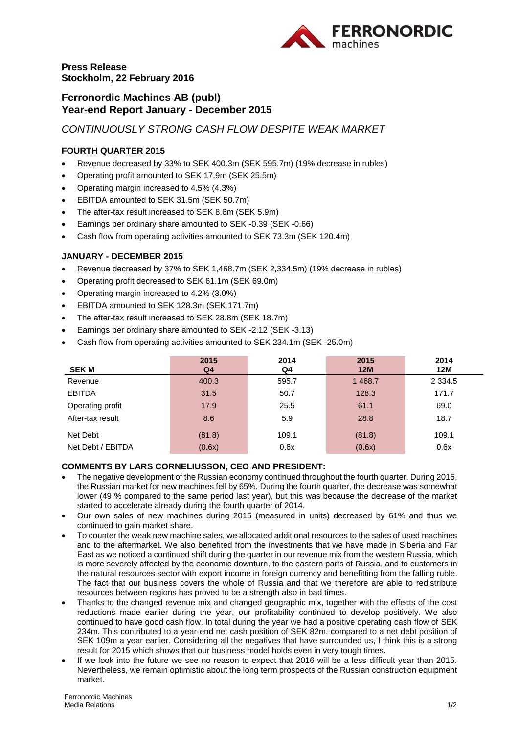**Press Release**
**Stockholm, 22 February 2016**

## Ferronordic Machines AB (publ)
## Year-end Report January - December 2015

*CONTINUOUSLY STRONG CASH FLOW DESPITE WEAK MARKET*

### FOURTH QUARTER 2015

- Revenue decreased by 33% to SEK 400.3m (SEK 595.7m) (19% decrease in rubles)
- Operating profit amounted to SEK 17.9m (SEK 25.5m)
- Operating margin increased to 4.5% (4.3%)
- EBITDA amounted to SEK 31.5m (SEK 50.7m)
- The after-tax result increased to SEK 8.6m (SEK 5.9m)
- Earnings per ordinary share amounted to SEK -0.39 (SEK -0.66)
- Cash flow from operating activities amounted to SEK 73.3m (SEK 120.4m)

### JANUARY - DECEMBER 2015

- Revenue decreased by 37% to SEK 1,468.7m (SEK 2,334.5m) (19% decrease in rubles)
- Operating profit decreased to SEK 61.1m (SEK 69.0m)
- Operating margin increased to 4.2% (3.0%)
- EBITDA amounted to SEK 128.3m (SEK 171.7m)
- The after-tax result increased to SEK 28.8m (SEK 18.7m)
- Earnings per ordinary share amounted to SEK -2.12 (SEK -3.13)
- Cash flow from operating activities amounted to SEK 234.1m (SEK -25.0m)

| SEK M | 2015 Q4 | 2014 Q4 | 2015 12M | 2014 12M |
|---|---|---|---|---|
| Revenue | 400.3 | 595.7 | 1 468.7 | 2 334.5 |
| EBITDA | 31.5 | 50.7 | 128.3 | 171.7 |
| Operating profit | 17.9 | 25.5 | 61.1 | 69.0 |
| After-tax result | 8.6 | 5.9 | 28.8 | 18.7 |
| Net Debt | (81.8) | 109.1 | (81.8) | 109.1 |
| Net Debt / EBITDA | (0.6x) | 0.6x | (0.6x) | 0.6x |

### COMMENTS BY LARS CORNELIUSSON, CEO AND PRESIDENT:

- The negative development of the Russian economy continued throughout the fourth quarter. During 2015, the Russian market for new machines fell by 65%. During the fourth quarter, the decrease was somewhat lower (49 % compared to the same period last year), but this was because the decrease of the market started to accelerate already during the fourth quarter of 2014.
- Our own sales of new machines during 2015 (measured in units) decreased by 61% and thus we continued to gain market share.
- To counter the weak new machine sales, we allocated additional resources to the sales of used machines and to the aftermarket. We also benefited from the investments that we have made in Siberia and Far East as we noticed a continued shift during the quarter in our revenue mix from the western Russia, which is more severely affected by the economic downturn, to the eastern parts of Russia, and to customers in the natural resources sector with export income in foreign currency and benefitting from the falling ruble. The fact that our business covers the whole of Russia and that we therefore are able to redistribute resources between regions has proved to be a strength also in bad times.
- Thanks to the changed revenue mix and changed geographic mix, together with the effects of the cost reductions made earlier during the year, our profitability continued to develop positively. We also continued to have good cash flow. In total during the year we had a positive operating cash flow of SEK 234m. This contributed to a year-end net cash position of SEK 82m, compared to a net debt position of SEK 109m a year earlier. Considering all the negatives that have surrounded us, I think this is a strong result for 2015 which shows that our business model holds even in very tough times.
- If we look into the future we see no reason to expect that 2016 will be a less difficult year than 2015. Nevertheless, we remain optimistic about the long term prospects of the Russian construction equipment market.

Ferronordic Machines
Media Relations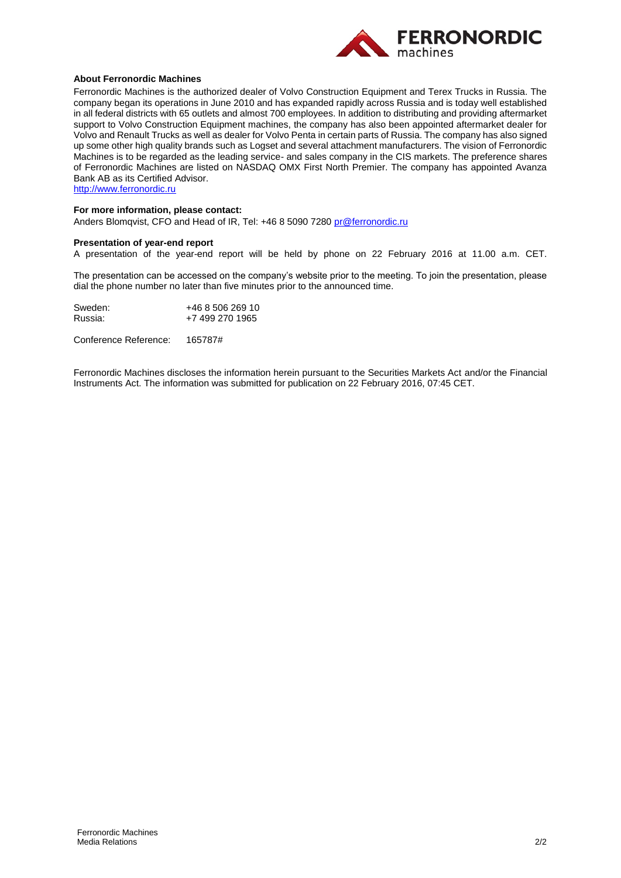**About Ferronordic Machines**

Ferronordic Machines is the authorized dealer of Volvo Construction Equipment and Terex Trucks in Russia. The company began its operations in June 2010 and has expanded rapidly across Russia and is today well established in all federal districts with 65 outlets and almost 700 employees. In addition to distributing and providing aftermarket support to Volvo Construction Equipment machines, the company has also been appointed aftermarket dealer for Volvo and Renault Trucks as well as dealer for Volvo Penta in certain parts of Russia. The company has also signed up some other high quality brands such as Logset and several attachment manufacturers. The vision of Ferronordic Machines is to be regarded as the leading service- and sales company in the CIS markets. The preference shares of Ferronordic Machines are listed on NASDAQ OMX First North Premier. The company has appointed Avanza Bank AB as its Certified Advisor.
http://www.ferronordic.ru

**For more information, please contact:**
Anders Blomqvist, CFO and Head of IR, Tel: +46 8 5090 7280 pr@ferronordic.ru

**Presentation of year-end report**
A presentation of the year-end report will be held by phone on 22 February 2016 at 11.00 a.m. CET.

The presentation can be accessed on the company's website prior to the meeting. To join the presentation, please dial the phone number no later than five minutes prior to the announced time.

| | |
|---|---|
| Sweden: | +46 8 506 269 10 |
| Russia: | +7 499 270 1965 |

Conference Reference: 165787#

Ferronordic Machines discloses the information herein pursuant to the Securities Markets Act and/or the Financial Instruments Act. The information was submitted for publication on 22 February 2016, 07:45 CET.